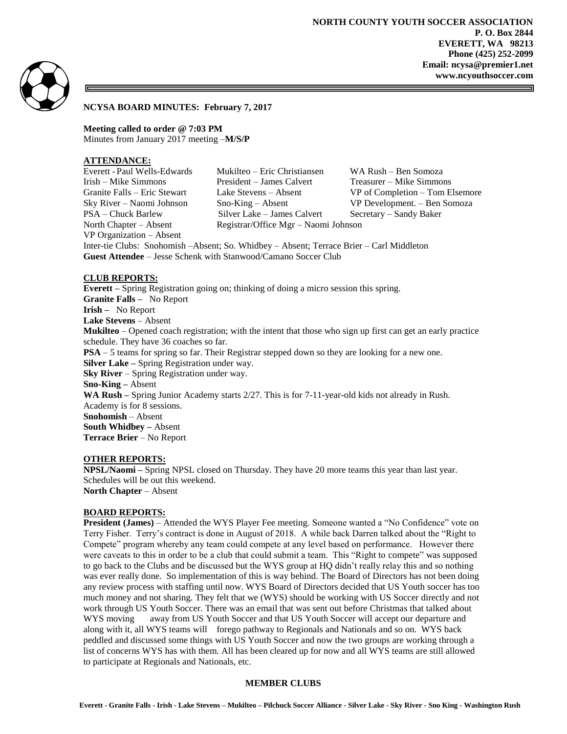**NORTH COUNTY YOUTH SOCCER ASSOCIATION**
**P. O. Box 2844**
**EVERETT, WA 98213**
**Phone (425) 252-2099**
**Email: ncysa@premier1.net**
**www.ncyouthsoccer.com**

**NCYSA BOARD MINUTES: February 7, 2017**

**Meeting called to order @ 7:03 PM**
Minutes from January 2017 meeting –**M/S/P**

## ATTENDANCE:

| | | |
|---|---|---|
| Everett - Paul Wells-Edwards | Mukilteo – Eric Christiansen | WA Rush – Ben Somoza |
| Irish – Mike Simmons | President – James Calvert | Treasurer – Mike Simmons |
| Granite Falls – Eric Stewart | Lake Stevens – Absent | VP of Completion – Tom Elsemore |
| Sky River – Naomi Johnson | Sno-King – Absent | VP Development. – Ben Somoza |
| PSA – Chuck Barlew | Silver Lake – James Calvert | Secretary – Sandy Baker |
| North Chapter – Absent | Registrar/Office Mgr – Naomi Johnson | |
| VP Organization – Absent | | |

Inter-tie Clubs: Snohomish –Absent; So. Whidbey – Absent; Terrace Brier – Carl Middleton
**Guest Attendee** – Jesse Schenk with Stanwood/Camano Soccer Club

## CLUB REPORTS:

**Everett –** Spring Registration going on; thinking of doing a micro session this spring.
**Granite Falls –** No Report
**Irish –** No Report
**Lake Stevens** – Absent
**Mukilteo** – Opened coach registration; with the intent that those who sign up first can get an early practice schedule. They have 36 coaches so far.
**PSA** – 5 teams for spring so far. Their Registrar stepped down so they are looking for a new one.
**Silver Lake –** Spring Registration under way.
**Sky River** – Spring Registration under way.
**Sno-King –** Absent
**WA Rush –** Spring Junior Academy starts 2/27. This is for 7-11-year-old kids not already in Rush. Academy is for 8 sessions.
**Snohomish** – Absent
**South Whidbey –** Absent
**Terrace Brier** – No Report

## OTHER REPORTS:

**NPSL/Naomi –** Spring NPSL closed on Thursday. They have 20 more teams this year than last year. Schedules will be out this weekend.
**North Chapter** – Absent

## BOARD REPORTS:

**President (James)** – Attended the WYS Player Fee meeting. Someone wanted a "No Confidence" vote on Terry Fisher. Terry's contract is done in August of 2018. A while back Darren talked about the "Right to Compete" program whereby any team could compete at any level based on performance. However there were caveats to this in order to be a club that could submit a team. This "Right to compete" was supposed to go back to the Clubs and be discussed but the WYS group at HQ didn't really relay this and so nothing was ever really done. So implementation of this is way behind. The Board of Directors has not been doing any review process with staffing until now. WYS Board of Directors decided that US Youth soccer has too much money and not sharing. They felt that we (WYS) should be working with US Soccer directly and not work through US Youth Soccer. There was an email that was sent out before Christmas that talked about WYS moving away from US Youth Soccer and that US Youth Soccer will accept our departure and along with it, all WYS teams will forego pathway to Regionals and Nationals and so on. WYS back peddled and discussed some things with US Youth Soccer and now the two groups are working through a list of concerns WYS has with them. All has been cleared up for now and all WYS teams are still allowed to participate at Regionals and Nationals, etc.

**MEMBER CLUBS**

**Everett - Granite Falls - Irish - Lake Stevens – Mukilteo – Pilchuck Soccer Alliance - Silver Lake - Sky River - Sno King - Washington Rush**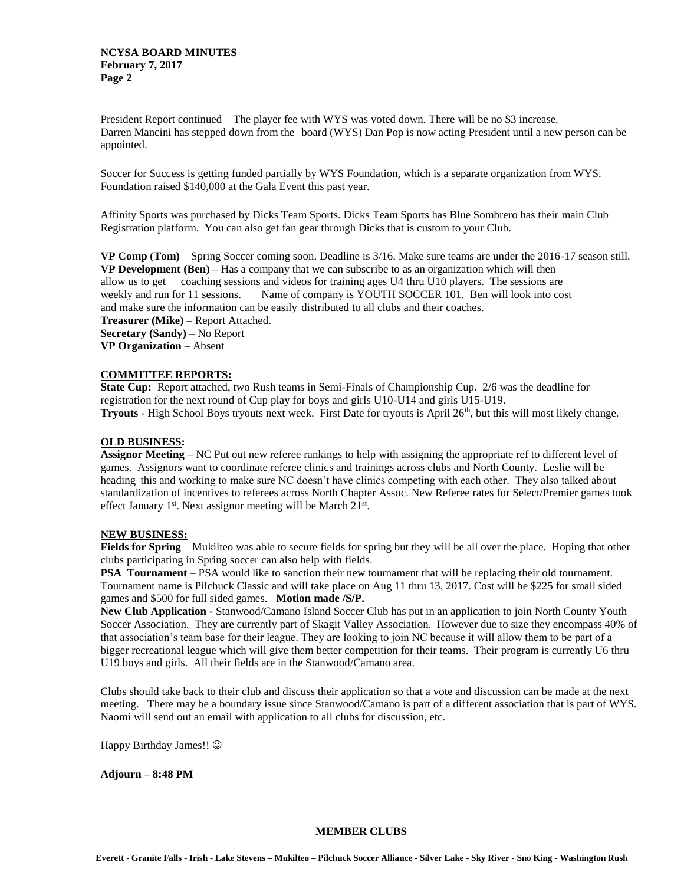President Report continued – The player fee with WYS was voted down. There will be no $3 increase. Darren Mancini has stepped down from the board (WYS) Dan Pop is now acting President until a new person can be appointed.

Soccer for Success is getting funded partially by WYS Foundation, which is a separate organization from WYS. Foundation raised $140,000 at the Gala Event this past year.

Affinity Sports was purchased by Dicks Team Sports. Dicks Team Sports has Blue Sombrero has their main Club Registration platform. You can also get fan gear through Dicks that is custom to your Club.

**VP Comp (Tom)** – Spring Soccer coming soon. Deadline is 3/16. Make sure teams are under the 2016-17 season still.
**VP Development (Ben) –** Has a company that we can subscribe to as an organization which will then allow us to get coaching sessions and videos for training ages U4 thru U10 players. The sessions are weekly and run for 11 sessions. Name of company is YOUTH SOCCER 101. Ben will look into cost and make sure the information can be easily distributed to all clubs and their coaches.
**Treasurer (Mike)** – Report Attached.
**Secretary (Sandy)** – No Report
**VP Organization** – Absent

## COMMITTEE REPORTS:

**State Cup:** Report attached, two Rush teams in Semi-Finals of Championship Cup. 2/6 was the deadline for registration for the next round of Cup play for boys and girls U10-U14 and girls U15-U19.
**Tryouts -** High School Boys tryouts next week. First Date for tryouts is April 26th, but this will most likely change.

## OLD BUSINESS:

**Assignor Meeting –** NC Put out new referee rankings to help with assigning the appropriate ref to different level of games. Assignors want to coordinate referee clinics and trainings across clubs and North County. Leslie will be heading this and working to make sure NC doesn't have clinics competing with each other. They also talked about standardization of incentives to referees across North Chapter Assoc. New Referee rates for Select/Premier games took effect January 1st. Next assignor meeting will be March 21st.

## NEW BUSINESS:

**Fields for Spring** – Mukilteo was able to secure fields for spring but they will be all over the place. Hoping that other clubs participating in Spring soccer can also help with fields.
**PSA Tournament** – PSA would like to sanction their new tournament that will be replacing their old tournament. Tournament name is Pilchuck Classic and will take place on Aug 11 thru 13, 2017. Cost will be $225 for small sided games and $500 for full sided games. **Motion made /S/P.**
**New Club Application -** Stanwood/Camano Island Soccer Club has put in an application to join North County Youth Soccer Association. They are currently part of Skagit Valley Association. However due to size they encompass 40% of that association's team base for their league. They are looking to join NC because it will allow them to be part of a bigger recreational league which will give them better competition for their teams. Their program is currently U6 thru U19 boys and girls. All their fields are in the Stanwood/Camano area.

Clubs should take back to their club and discuss their application so that a vote and discussion can be made at the next meeting. There may be a boundary issue since Stanwood/Camano is part of a different association that is part of WYS. Naomi will send out an email with application to all clubs for discussion, etc.

Happy Birthday James!! ☺

**Adjourn – 8:48 PM**

**MEMBER CLUBS**

**Everett - Granite Falls - Irish - Lake Stevens – Mukilteo – Pilchuck Soccer Alliance - Silver Lake - Sky River - Sno King - Washington Rush**